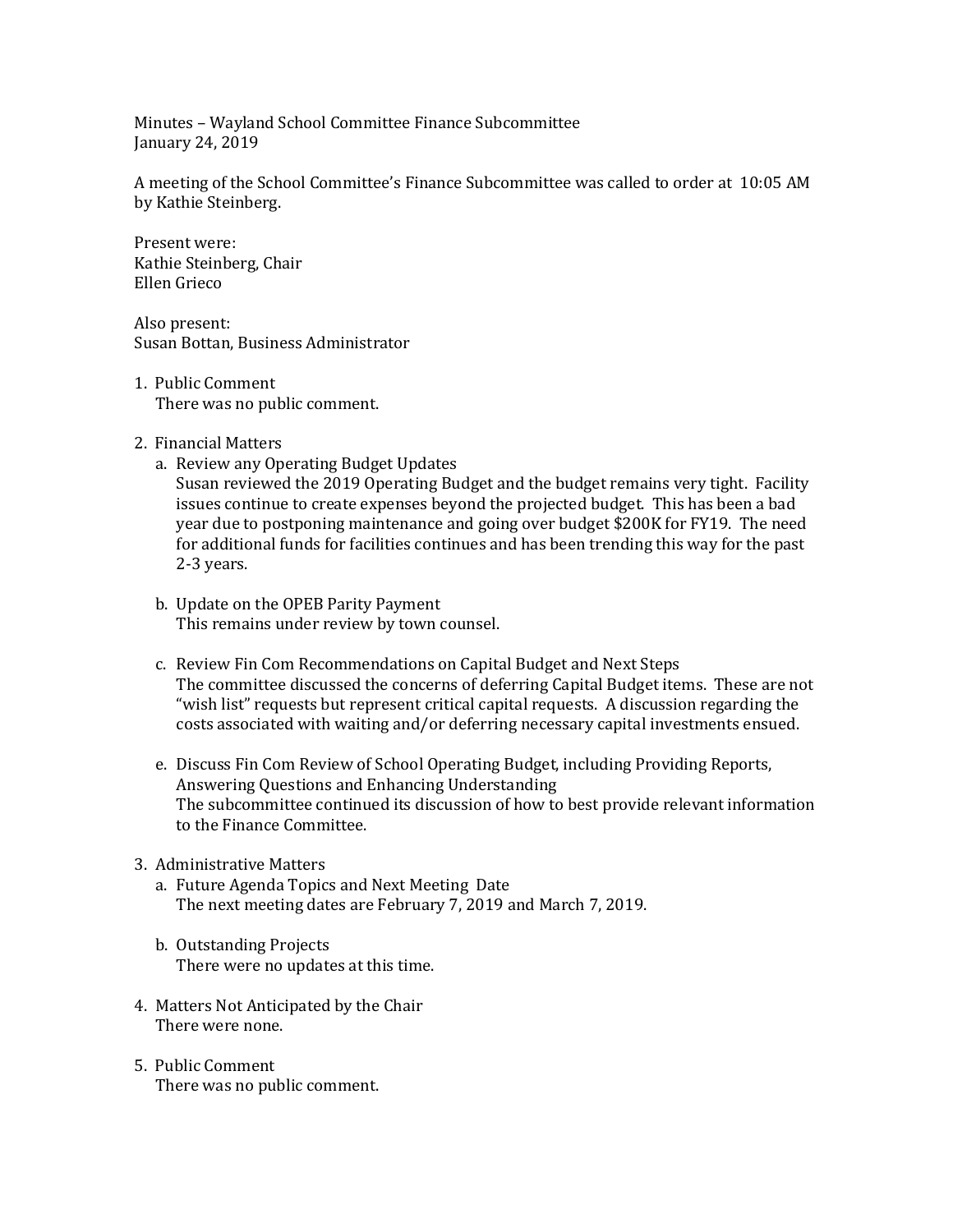Minutes – Wayland School Committee Finance Subcommittee
January 24, 2019

A meeting of the School Committee's Finance Subcommittee was called to order at 10:05 AM by Kathie Steinberg.

Present were:
Kathie Steinberg, Chair
Ellen Grieco

Also present:
Susan Bottan, Business Administrator

1. Public Comment
   There was no public comment.

2. Financial Matters
   a. Review any Operating Budget Updates
      Susan reviewed the 2019 Operating Budget and the budget remains very tight. Facility issues continue to create expenses beyond the projected budget. This has been a bad year due to postponing maintenance and going over budget $200K for FY19. The need for additional funds for facilities continues and has been trending this way for the past 2-3 years.

   b. Update on the OPEB Parity Payment
      This remains under review by town counsel.

   c. Review Fin Com Recommendations on Capital Budget and Next Steps
      The committee discussed the concerns of deferring Capital Budget items. These are not "wish list" requests but represent critical capital requests. A discussion regarding the costs associated with waiting and/or deferring necessary capital investments ensued.

   e. Discuss Fin Com Review of School Operating Budget, including Providing Reports, Answering Questions and Enhancing Understanding
      The subcommittee continued its discussion of how to best provide relevant information to the Finance Committee.

3. Administrative Matters
   a. Future Agenda Topics and Next Meeting Date
      The next meeting dates are February 7, 2019 and March 7, 2019.

   b. Outstanding Projects
      There were no updates at this time.

4. Matters Not Anticipated by the Chair
   There were none.

5. Public Comment
   There was no public comment.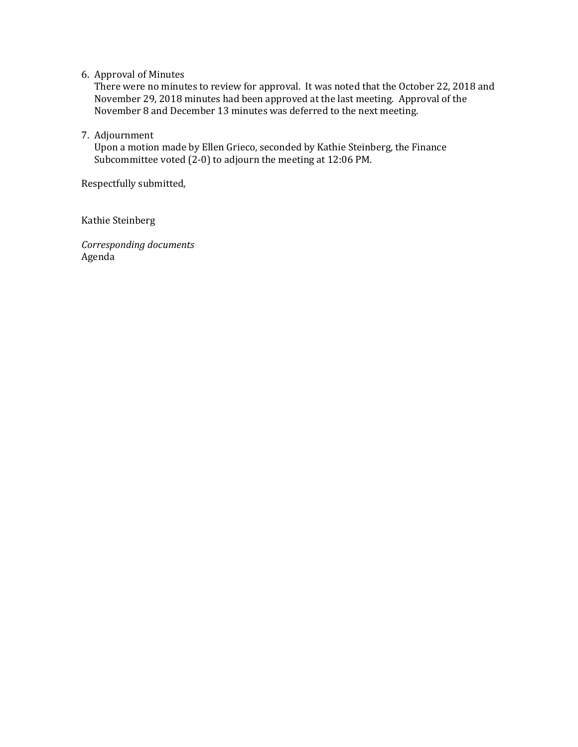6. Approval of Minutes
   There were no minutes to review for approval. It was noted that the October 22, 2018 and November 29, 2018 minutes had been approved at the last meeting. Approval of the November 8 and December 13 minutes was deferred to the next meeting.

7. Adjournment
   Upon a motion made by Ellen Grieco, seconded by Kathie Steinberg, the Finance Subcommittee voted (2-0) to adjourn the meeting at 12:06 PM.

Respectfully submitted,

Kathie Steinberg

*Corresponding documents*
Agenda